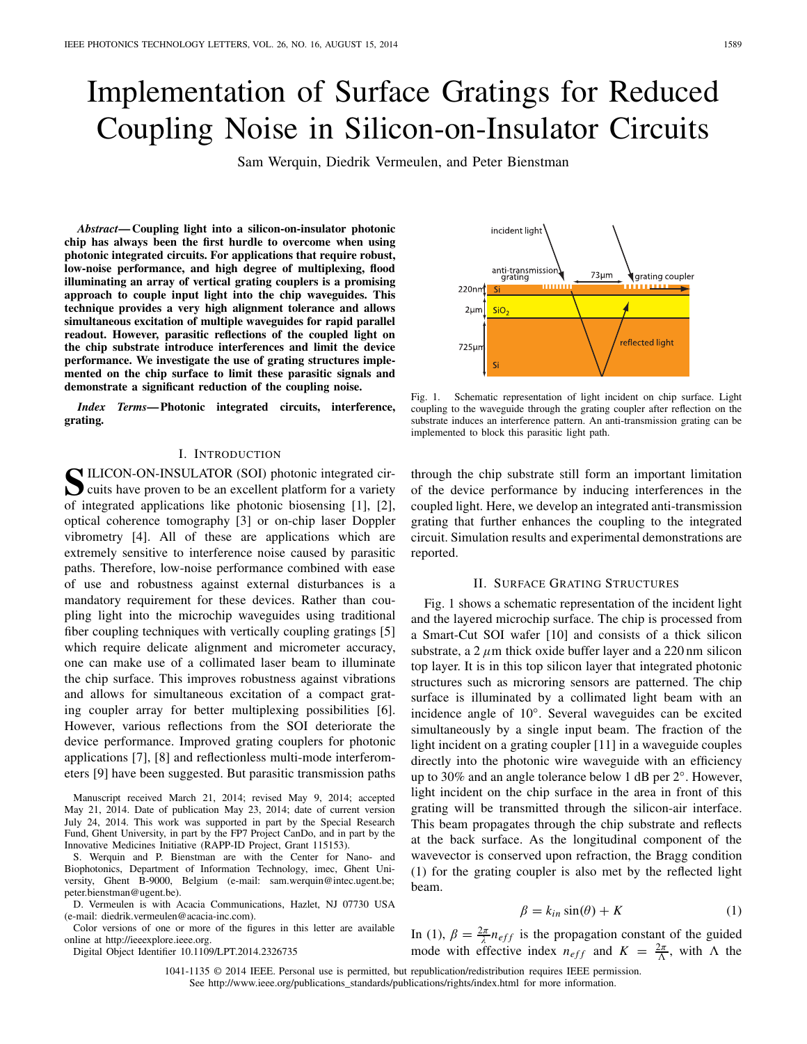# Implementation of Surface Gratings for Reduced Coupling Noise in Silicon-on-Insulator Circuits

Sam Werquin, Diedrik Vermeulen, and Peter Bienstman

***Abstract*— Coupling light into a silicon-on-insulator photonic chip has always been the first hurdle to overcome when using photonic integrated circuits. For applications that require robust, low-noise performance, and high degree of multiplexing, flood illuminating an array of vertical grating couplers is a promising approach to couple input light into the chip waveguides. This technique provides a very high alignment tolerance and allows simultaneous excitation of multiple waveguides for rapid parallel readout. However, parasitic reflections of the coupled light on the chip substrate introduce interferences and limit the device performance. We investigate the use of grating structures implemented on the chip surface to limit these parasitic signals and demonstrate a significant reduction of the coupling noise.**

***Index Terms*— Photonic integrated circuits, interference, grating.**

## I. Introduction

Silicon-on-insulator (SOI) photonic integrated circuits have proven to be an excellent platform for a variety of integrated applications like photonic biosensing [1], [2], optical coherence tomography [3] or on-chip laser Doppler vibrometry [4]. All of these are applications which are extremely sensitive to interference noise caused by parasitic paths. Therefore, low-noise performance combined with ease of use and robustness against external disturbances is a mandatory requirement for these devices. Rather than coupling light into the microchip waveguides using traditional fiber coupling techniques with vertically coupling gratings [5] which require delicate alignment and micrometer accuracy, one can make use of a collimated laser beam to illuminate the chip surface. This improves robustness against vibrations and allows for simultaneous excitation of a compact grating coupler array for better multiplexing possibilities [6]. However, various reflections from the SOI deteriorate the device performance. Improved grating couplers for photonic applications [7], [8] and reflectionless multi-mode interferometers [9] have been suggested. But parasitic transmission paths through the chip substrate still form an important limitation of the device performance by inducing interferences in the coupled light. Here, we develop an integrated anti-transmission grating that further enhances the coupling to the integrated circuit. Simulation results and experimental demonstrations are reported.

Manuscript received March 21, 2014; revised May 9, 2014; accepted May 21, 2014. Date of publication May 23, 2014; date of current version July 24, 2014. This work was supported in part by the Special Research Fund, Ghent University, in part by the FP7 Project CanDo, and in part by the Innovative Medicines Initiative (RAPP-ID Project, Grant 115153).

S. Werquin and P. Bienstman are with the Center for Nano- and Biophotonics, Department of Information Technology, imec, Ghent University, Ghent B-9000, Belgium (e-mail: sam.werquin@intec.ugent.be; peter.bienstman@ugent.be).

D. Vermeulen is with Acacia Communications, Hazlet, NJ 07730 USA (e-mail: diedrik.vermeulen@acacia-inc.com).

Color versions of one or more of the figures in this letter are available online at http://ieeexplore.ieee.org.

Digital Object Identifier 10.1109/LPT.2014.2326735

Fig. 1. Schematic representation of light incident on chip surface. Light coupling to the waveguide through the grating coupler after reflection on the substrate induces an interference pattern. An anti-transmission grating can be implemented to block this parasitic light path.

## II. Surface Grating Structures

Fig. 1 shows a schematic representation of the incident light and the layered microchip surface. The chip is processed from a Smart-Cut SOI wafer [10] and consists of a thick silicon substrate, a 2 $\mu$m thick oxide buffer layer and a 220 nm silicon top layer. It is in this top silicon layer that integrated photonic structures such as microring sensors are patterned. The chip surface is illuminated by a collimated light beam with an incidence angle of 10°. Several waveguides can be excited simultaneously by a single input beam. The fraction of the light incident on a grating coupler [11] in a waveguide couples directly into the photonic wire waveguide with an efficiency up to 30% and an angle tolerance below 1 dB per 2°. However, light incident on the chip surface in the area in front of this grating will be transmitted through the silicon-air interface. This beam propagates through the chip substrate and reflects at the back surface. As the longitudinal component of the wavevector is conserved upon refraction, the Bragg condition (1) for the grating coupler is also met by the reflected light beam.

$$\beta = k_{in}\sin(\theta) + K \tag{1}$$

In (1), $\beta = \frac{2\pi}{\lambda}n_{eff}$ is the propagation constant of the guided mode with effective index $n_{eff}$ and $K = \frac{2\pi}{\Lambda}$, with $\Lambda$ the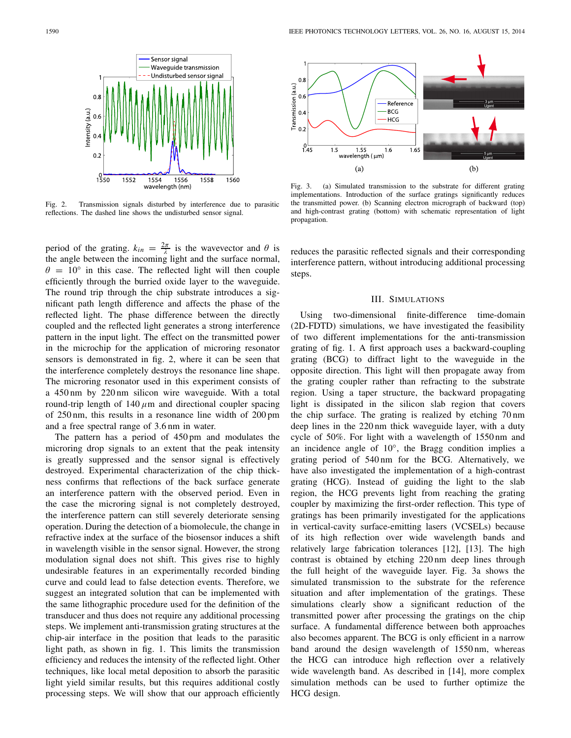Fig. 2. Transmission signals disturbed by interference due to parasitic reflections. The dashed line shows the undisturbed sensor signal.

Fig. 3. (a) Simulated transmission to the substrate for different grating implementations. Introduction of the surface gratings significantly reduces the transmitted power. (b) Scanning electron micrograph of backward (top) and high-contrast grating (bottom) with schematic representation of light propagation.

period of the grating. $k_{in} = \frac{2\pi}{\lambda}$ is the wavevector and $\theta$ is the angle between the incoming light and the surface normal, $\theta = 10°$ in this case. The reflected light will then couple efficiently through the burried oxide layer to the waveguide. The round trip through the chip substrate introduces a significant path length difference and affects the phase of the reflected light. The phase difference between the directly coupled and the reflected light generates a strong interference pattern in the input light. The effect on the transmitted power in the microchip for the application of microring resonator sensors is demonstrated in fig. 2, where it can be seen that the interference completely destroys the resonance line shape. The microring resonator used in this experiment consists of a 450 nm by 220 nm silicon wire waveguide. With a total round-trip length of 140 $\mu$m and directional coupler spacing of 250 nm, this results in a resonance line width of 200 pm and a free spectral range of 3.6 nm in water.

The pattern has a period of 450 pm and modulates the microring drop signals to an extent that the peak intensity is greatly suppressed and the sensor signal is effectively destroyed. Experimental characterization of the chip thickness confirms that reflections of the back surface generate an interference pattern with the observed period. Even in the case the microring signal is not completely destroyed, the interference pattern can still severely deteriorate sensing operation. During the detection of a biomolecule, the change in refractive index at the surface of the biosensor induces a shift in wavelength visible in the sensor signal. However, the strong modulation signal does not shift. This gives rise to highly undesirable features in an experimentally recorded binding curve and could lead to false detection events. Therefore, we suggest an integrated solution that can be implemented with the same lithographic procedure used for the definition of the transducer and thus does not require any additional processing steps. We implement anti-transmission grating structures at the chip-air interface in the position that leads to the parasitic light path, as shown in fig. 1. This limits the transmission efficiency and reduces the intensity of the reflected light. Other techniques, like local metal deposition to absorb the parasitic light yield similar results, but this requires additional costly processing steps. We will show that our approach efficiently reduces the parasitic reflected signals and their corresponding interference pattern, without introducing additional processing steps.

## III. Simulations

Using two-dimensional finite-difference time-domain (2D-FDTD) simulations, we have investigated the feasibility of two different implementations for the anti-transmission grating of fig. 1. A first approach uses a backward-coupling grating (BCG) to diffract light to the waveguide in the opposite direction. This light will then propagate away from the grating coupler rather than refracting to the substrate region. Using a taper structure, the backward propagating light is dissipated in the silicon slab region that covers the chip surface. The grating is realized by etching 70 nm deep lines in the 220 nm thick waveguide layer, with a duty cycle of 50%. For light with a wavelength of 1550 nm and an incidence angle of 10°, the Bragg condition implies a grating period of 540 nm for the BCG. Alternatively, we have also investigated the implementation of a high-contrast grating (HCG). Instead of guiding the light to the slab region, the HCG prevents light from reaching the grating coupler by maximizing the first-order reflection. This type of gratings has been primarily investigated for the applications in vertical-cavity surface-emitting lasers (VCSELs) because of its high reflection over wide wavelength bands and relatively large fabrication tolerances [12], [13]. The high contrast is obtained by etching 220 nm deep lines through the full height of the waveguide layer. Fig. 3a shows the simulated transmission to the substrate for the reference situation and after implementation of the gratings. These simulations clearly show a significant reduction of the transmitted power after processing the gratings on the chip surface. A fundamental difference between both approaches also becomes apparent. The BCG is only efficient in a narrow band around the design wavelength of 1550 nm, whereas the HCG can introduce high reflection over a relatively wide wavelength band. As described in [14], more complex simulation methods can be used to further optimize the HCG design.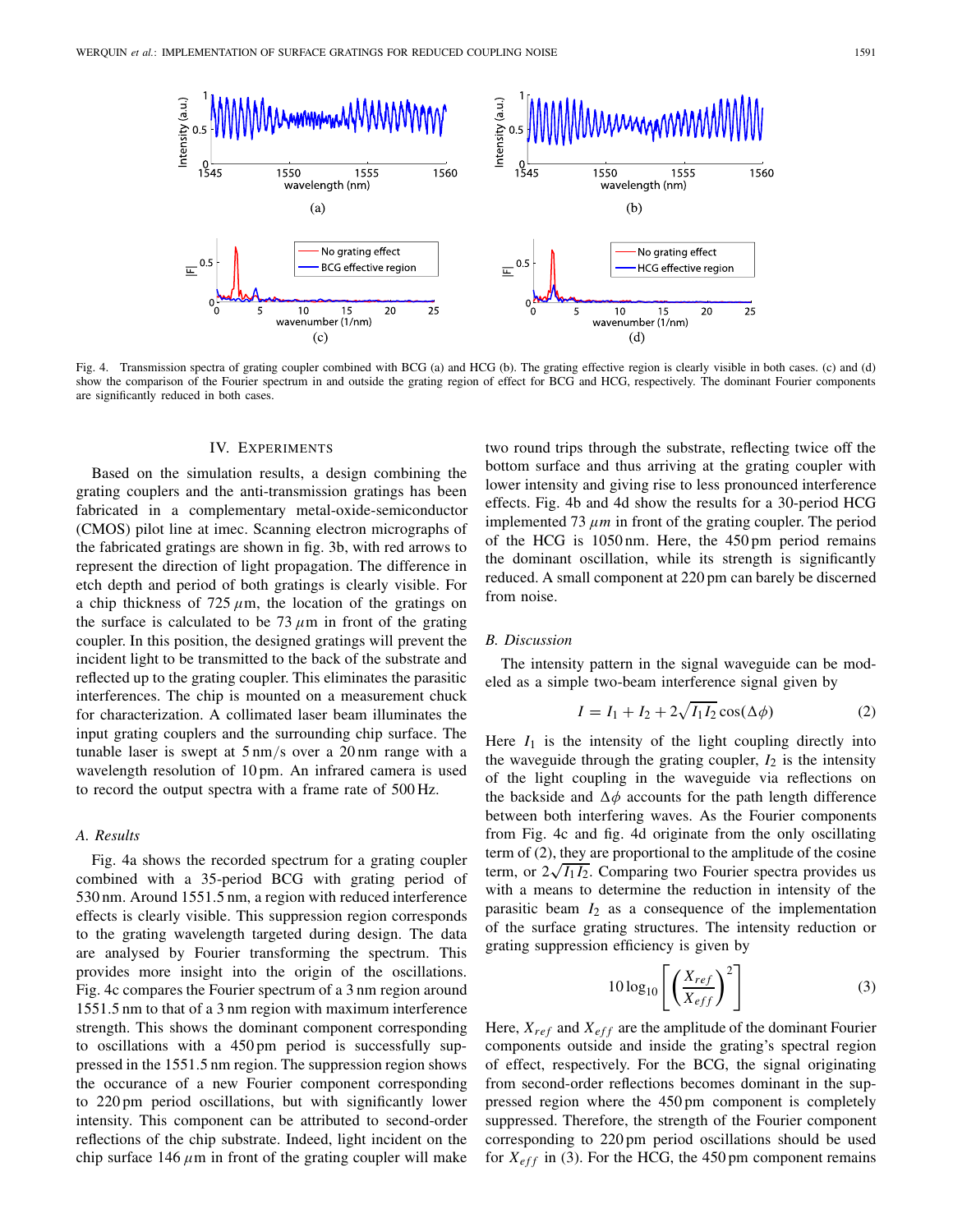Fig. 4. Transmission spectra of grating coupler combined with BCG (a) and HCG (b). The grating effective region is clearly visible in both cases. (c) and (d) show the comparison of the Fourier spectrum in and outside the grating region of effect for BCG and HCG, respectively. The dominant Fourier components are significantly reduced in both cases.

## IV. Experiments

Based on the simulation results, a design combining the grating couplers and the anti-transmission gratings has been fabricated in a complementary metal-oxide-semiconductor (CMOS) pilot line at imec. Scanning electron micrographs of the fabricated gratings are shown in fig. 3b, with red arrows to represent the direction of light propagation. The difference in etch depth and period of both gratings is clearly visible. For a chip thickness of 725 $\mu$m, the location of the gratings on the surface is calculated to be 73 $\mu$m in front of the grating coupler. In this position, the designed gratings will prevent the incident light to be transmitted to the back of the substrate and reflected up to the grating coupler. This eliminates the parasitic interferences. The chip is mounted on a measurement chuck for characterization. A collimated laser beam illuminates the input grating couplers and the surrounding chip surface. The tunable laser is swept at 5 nm/s over a 20 nm range with a wavelength resolution of 10 pm. An infrared camera is used to record the output spectra with a frame rate of 500 Hz.

### A. Results

Fig. 4a shows the recorded spectrum for a grating coupler combined with a 35-period BCG with grating period of 530 nm. Around 1551.5 nm, a region with reduced interference effects is clearly visible. This suppression region corresponds to the grating wavelength targeted during design. The data are analysed by Fourier transforming the spectrum. This provides more insight into the origin of the oscillations. Fig. 4c compares the Fourier spectrum of a 3 nm region around 1551.5 nm to that of a 3 nm region with maximum interference strength. This shows the dominant component corresponding to oscillations with a 450 pm period is successfully suppressed in the 1551.5 nm region. The suppression region shows the occurance of a new Fourier component corresponding to 220 pm period oscillations, but with significantly lower intensity. This component can be attributed to second-order reflections of the chip substrate. Indeed, light incident on the chip surface 146 $\mu$m in front of the grating coupler will make two round trips through the substrate, reflecting twice off the bottom surface and thus arriving at the grating coupler with lower intensity and giving rise to less pronounced interference effects. Fig. 4b and 4d show the results for a 30-period HCG implemented 73 $\mu m$ in front of the grating coupler. The period of the HCG is 1050 nm. Here, the 450 pm period remains the dominant oscillation, while its strength is significantly reduced. A small component at 220 pm can barely be discerned from noise.

### B. Discussion

The intensity pattern in the signal waveguide can be modeled as a simple two-beam interference signal given by

$$I = I_1 + I_2 + 2\sqrt{I_1 I_2}\cos(\Delta\phi) \tag{2}$$

Here $I_1$ is the intensity of the light coupling directly into the waveguide through the grating coupler, $I_2$ is the intensity of the light coupling in the waveguide via reflections on the backside and $\Delta\phi$ accounts for the path length difference between both interfering waves. As the Fourier components from Fig. 4c and fig. 4d originate from the only oscillating term of (2), they are proportional to the amplitude of the cosine term, or $2\sqrt{I_1 I_2}$. Comparing two Fourier spectra provides us with a means to determine the reduction in intensity of the parasitic beam $I_2$ as a consequence of the implementation of the surface grating structures. The intensity reduction or grating suppression efficiency is given by

$$10\log_{10}\left[\left(\frac{X_{ref}}{X_{eff}}\right)^2\right] \tag{3}$$

Here, $X_{ref}$ and $X_{eff}$ are the amplitude of the dominant Fourier components outside and inside the grating's spectral region of effect, respectively. For the BCG, the signal originating from second-order reflections becomes dominant in the suppressed region where the 450 pm component is completely suppressed. Therefore, the strength of the Fourier component corresponding to 220 pm period oscillations should be used for $X_{eff}$ in (3). For the HCG, the 450 pm component remains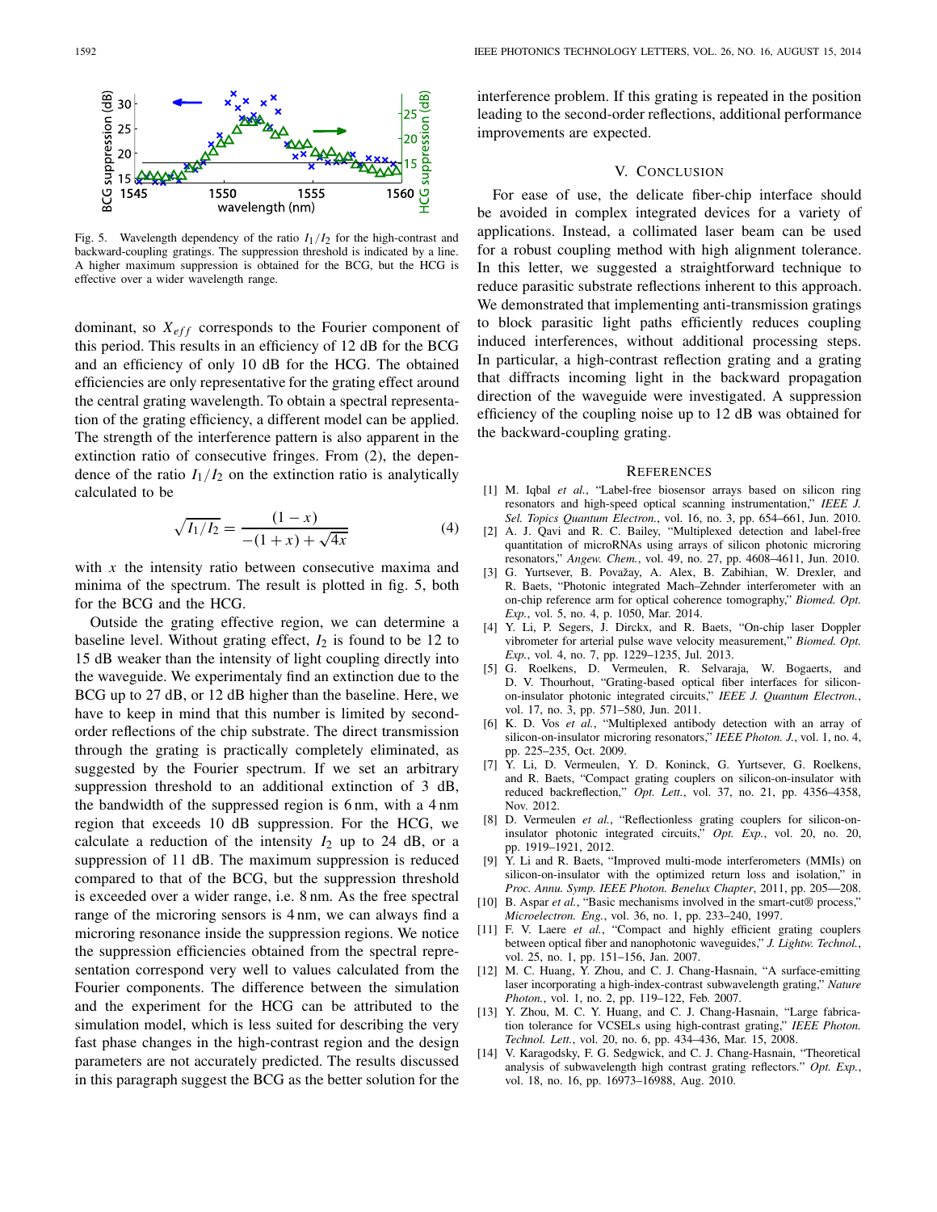BCG suppression (dB)
30
25
20
15
1545
1550
1555
1560
wavelength (nm)
HCG suppression (dB)
25
20
15

Fig. 5. Wavelength dependency of the ratio $I_1/I_2$ for the high-contrast and backward-coupling gratings. The suppression threshold is indicated by a line. A higher maximum suppression is obtained for the BCG, but the HCG is effective over a wider wavelength range.

dominant, so $X_{eff}$ corresponds to the Fourier component of this period. This results in an efficiency of 12 dB for the BCG and an efficiency of only 10 dB for the HCG. The obtained efficiencies are only representative for the grating effect around the central grating wavelength. To obtain a spectral representation of the grating efficiency, a different model can be applied. The strength of the interference pattern is also apparent in the extinction ratio of consecutive fringes. From (2), the dependence of the ratio $I_1/I_2$ on the extinction ratio is analytically calculated to be

$$\sqrt{I_1/I_2} = \frac{(1-x)}{-(1+x)+\sqrt{4x}} \tag{4}$$

with $x$ the intensity ratio between consecutive maxima and minima of the spectrum. The result is plotted in fig. 5, both for the BCG and the HCG.

Outside the grating effective region, we can determine a baseline level. Without grating effect, $I_2$ is found to be 12 to 15 dB weaker than the intensity of light coupling directly into the waveguide. We experimentaly find an extinction due to the BCG up to 27 dB, or 12 dB higher than the baseline. Here, we have to keep in mind that this number is limited by second-order reflections of the chip substrate. The direct transmission through the grating is practically completely eliminated, as suggested by the Fourier spectrum. If we set an arbitrary suppression threshold to an additional extinction of 3 dB, the bandwidth of the suppressed region is 6 nm, with a 4 nm region that exceeds 10 dB suppression. For the HCG, we calculate a reduction of the intensity $I_2$ up to 24 dB, or a suppression of 11 dB. The maximum suppression is reduced compared to that of the BCG, but the suppression threshold is exceeded over a wider range, i.e. 8 nm. As the free spectral range of the microring sensors is 4 nm, we can always find a microring resonance inside the suppression regions. We notice the suppression efficiencies obtained from the spectral representation correspond very well to values calculated from the Fourier components. The difference between the simulation and the experiment for the HCG can be attributed to the simulation model, which is less suited for describing the very fast phase changes in the high-contrast region and the design parameters are not accurately predicted. The results discussed in this paragraph suggest the BCG as the better solution for the interference problem. If this grating is repeated in the position leading to the second-order reflections, additional performance improvements are expected.

## V. Conclusion

For ease of use, the delicate fiber-chip interface should be avoided in complex integrated devices for a variety of applications. Instead, a collimated laser beam can be used for a robust coupling method with high alignment tolerance. In this letter, we suggested a straightforward technique to reduce parasitic substrate reflections inherent to this approach. We demonstrated that implementing anti-transmission gratings to block parasitic light paths efficiently reduces coupling induced interferences, without additional processing steps. In particular, a high-contrast reflection grating and a grating that diffracts incoming light in the backward propagation direction of the waveguide were investigated. A suppression efficiency of the coupling noise up to 12 dB was obtained for the backward-coupling grating.

## References

[1] M. Iqbal *et al.*, "Label-free biosensor arrays based on silicon ring resonators and high-speed optical scanning instrumentation," *IEEE J. Sel. Topics Quantum Electron.*, vol. 16, no. 3, pp. 654–661, Jun. 2010.

[2] A. J. Qavi and R. C. Bailey, "Multiplexed detection and label-free quantitation of microRNAs using arrays of silicon photonic microring resonators," *Angew. Chem.*, vol. 49, no. 27, pp. 4608–4611, Jun. 2010.

[3] G. Yurtsever, B. Považay, A. Alex, B. Zabihian, W. Drexler, and R. Baets, "Photonic integrated Mach–Zehnder interferometer with an on-chip reference arm for optical coherence tomography," *Biomed. Opt. Exp.*, vol. 5, no. 4, p. 1050, Mar. 2014.

[4] Y. Li, P. Segers, J. Dirckx, and R. Baets, "On-chip laser Doppler vibrometer for arterial pulse wave velocity measurement," *Biomed. Opt. Exp.*, vol. 4, no. 7, pp. 1229–1235, Jul. 2013.

[5] G. Roelkens, D. Vermeulen, R. Selvaraja, W. Bogaerts, and D. V. Thourhout, "Grating-based optical fiber interfaces for silicon-on-insulator photonic integrated circuits," *IEEE J. Quantum Electron.*, vol. 17, no. 3, pp. 571–580, Jun. 2011.

[6] K. D. Vos *et al.*, "Multiplexed antibody detection with an array of silicon-on-insulator microring resonators," *IEEE Photon. J.*, vol. 1, no. 4, pp. 225–235, Oct. 2009.

[7] Y. Li, D. Vermeulen, Y. D. Koninck, G. Yurtsever, G. Roelkens, and R. Baets, "Compact grating couplers on silicon-on-insulator with reduced backreflection," *Opt. Lett.*, vol. 37, no. 21, pp. 4356–4358, Nov. 2012.

[8] D. Vermeulen *et al.*, "Reflectionless grating couplers for silicon-on-insulator photonic integrated circuits," *Opt. Exp.*, vol. 20, no. 20, pp. 1919–1921, 2012.

[9] Y. Li and R. Baets, "Improved multi-mode interferometers (MMIs) on silicon-on-insulator with the optimized return loss and isolation," in *Proc. Annu. Symp. IEEE Photon. Benelux Chapter*, 2011, pp. 205—208.

[10] B. Aspar *et al.*, "Basic mechanisms involved in the smart-cut® process," *Microelectron. Eng.*, vol. 36, no. 1, pp. 233–240, 1997.

[11] F. V. Laere *et al.*, "Compact and highly efficient grating couplers between optical fiber and nanophotonic waveguides," *J. Lightw. Technol.*, vol. 25, no. 1, pp. 151–156, Jan. 2007.

[12] M. C. Huang, Y. Zhou, and C. J. Chang-Hasnain, "A surface-emitting laser incorporating a high-index-contrast subwavelength grating," *Nature Photon.*, vol. 1, no. 2, pp. 119–122, Feb. 2007.

[13] Y. Zhou, M. C. Y. Huang, and C. J. Chang-Hasnain, "Large fabrication tolerance for VCSELs using high-contrast grating," *IEEE Photon. Technol. Lett.*, vol. 20, no. 6, pp. 434–436, Mar. 15, 2008.

[14] V. Karagodsky, F. G. Sedgwick, and C. J. Chang-Hasnain, "Theoretical analysis of subwavelength high contrast grating reflectors." *Opt. Exp.*, vol. 18, no. 16, pp. 16973–16988, Aug. 2010.